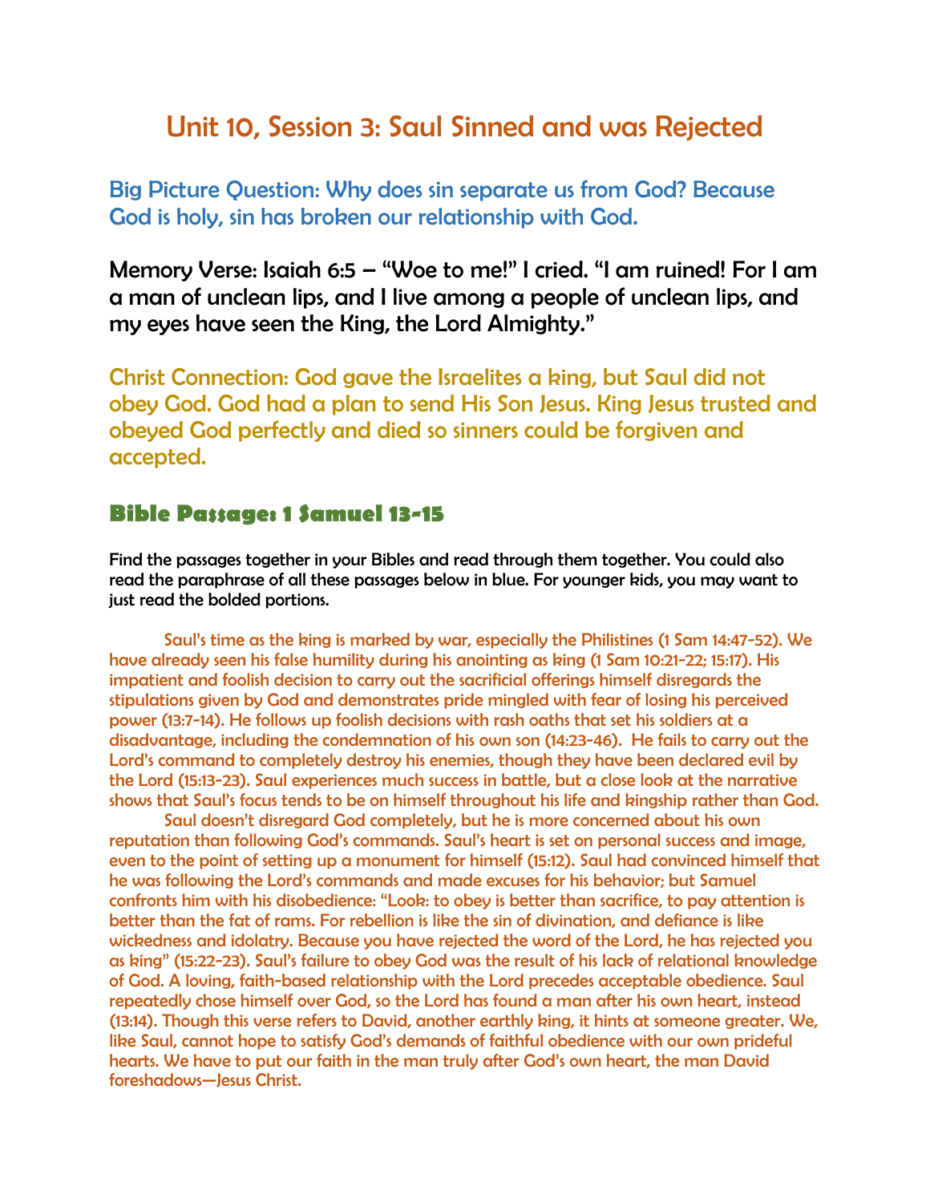# Unit 10, Session 3: Saul Sinned and was Rejected

## Big Picture Question: Why does sin separate us from God? Because God is holy, sin has broken our relationship with God.

## Memory Verse: Isaiah 6:5 – "Woe to me!" I cried. "I am ruined! For I am a man of unclean lips, and I live among a people of unclean lips, and my eyes have seen the King, the Lord Almighty."

## Christ Connection: God gave the Israelites a king, but Saul did not obey God. God had a plan to send His Son Jesus. King Jesus trusted and obeyed God perfectly and died so sinners could be forgiven and accepted.

### Bible Passage: 1 Samuel 13-15

Find the passages together in your Bibles and read through them together. You could also read the paraphrase of all these passages below in blue. For younger kids, you may want to just read the bolded portions.

Saul's time as the king is marked by war, especially the Philistines (1 Sam 14:47-52). We have already seen his false humility during his anointing as king (1 Sam 10:21-22; 15:17). His impatient and foolish decision to carry out the sacrificial offerings himself disregards the stipulations given by God and demonstrates pride mingled with fear of losing his perceived power (13:7-14). He follows up foolish decisions with rash oaths that set his soldiers at a disadvantage, including the condemnation of his own son (14:23-46). He fails to carry out the Lord's command to completely destroy his enemies, though they have been declared evil by the Lord (15:13-23). Saul experiences much success in battle, but a close look at the narrative shows that Saul's focus tends to be on himself throughout his life and kingship rather than God.

Saul doesn't disregard God completely, but he is more concerned about his own reputation than following God's commands. Saul's heart is set on personal success and image, even to the point of setting up a monument for himself (15:12). Saul had convinced himself that he was following the Lord's commands and made excuses for his behavior; but Samuel confronts him with his disobedience: "Look: to obey is better than sacrifice, to pay attention is better than the fat of rams. For rebellion is like the sin of divination, and defiance is like wickedness and idolatry. Because you have rejected the word of the Lord, he has rejected you as king" (15:22-23). Saul's failure to obey God was the result of his lack of relational knowledge of God. A loving, faith-based relationship with the Lord precedes acceptable obedience. Saul repeatedly chose himself over God, so the Lord has found a man after his own heart, instead (13:14). Though this verse refers to David, another earthly king, it hints at someone greater. We, like Saul, cannot hope to satisfy God's demands of faithful obedience with our own prideful hearts. We have to put our faith in the man truly after God's own heart, the man David foreshadows—Jesus Christ.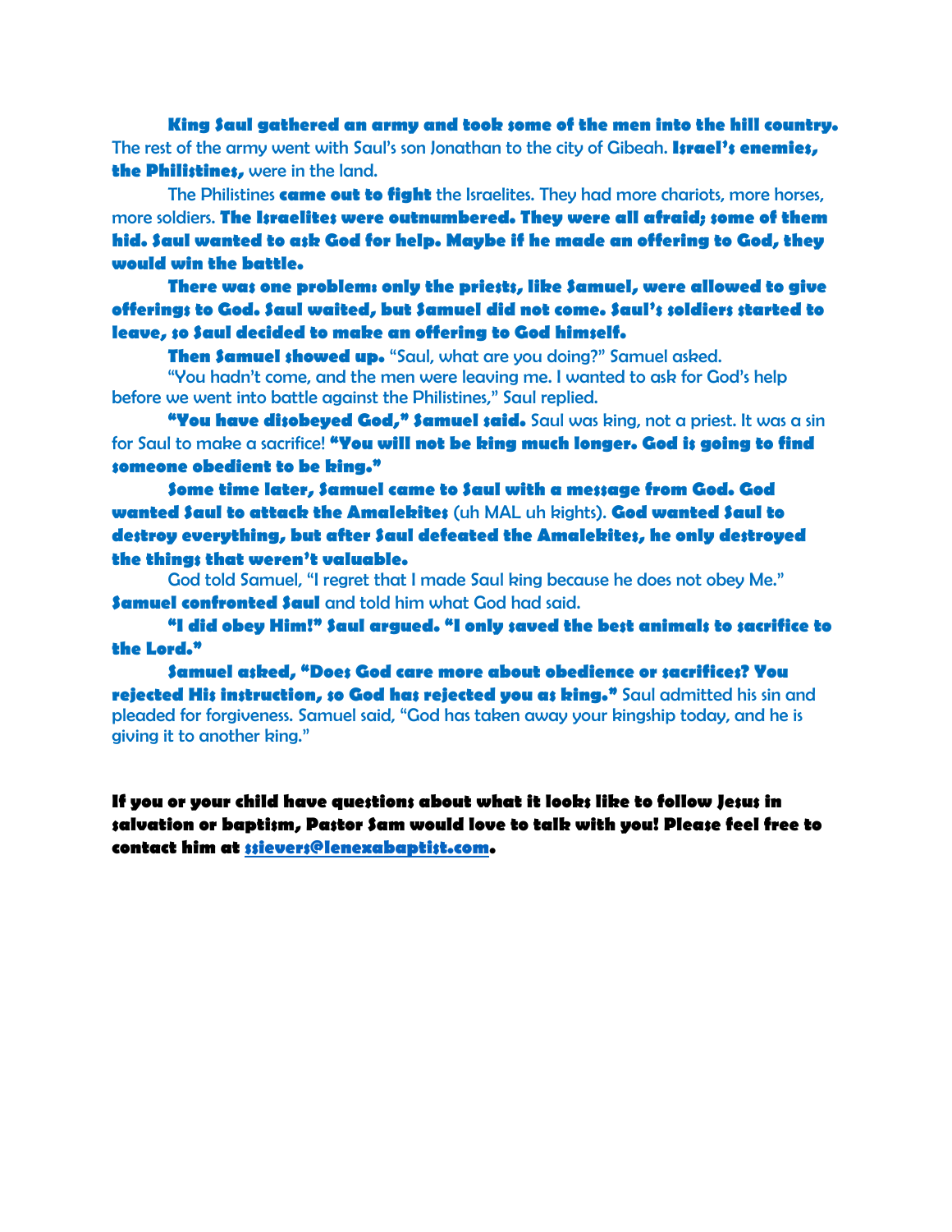**King Saul gathered an army and took some of the men into the hill country.** The rest of the army went with Saul's son Jonathan to the city of Gibeah. **Israel's enemies, the Philistines,** were in the land.

The Philistines **came out to fight** the Israelites. They had more chariots, more horses, more soldiers. **The Israelites were outnumbered. They were all afraid; some of them hid. Saul wanted to ask God for help. Maybe if he made an offering to God, they would win the battle.**

**There was one problem: only the priests, like Samuel, were allowed to give offerings to God. Saul waited, but Samuel did not come. Saul's soldiers started to leave, so Saul decided to make an offering to God himself.**

**Then Samuel showed up.** "Saul, what are you doing?" Samuel asked.

"You hadn't come, and the men were leaving me. I wanted to ask for God's help before we went into battle against the Philistines," Saul replied.

**"You have disobeyed God," Samuel said.** Saul was king, not a priest. It was a sin for Saul to make a sacrifice! **"You will not be king much longer. God is going to find someone obedient to be king."**

**Some time later, Samuel came to Saul with a message from God. God wanted Saul to attack the Amalekites** (uh MAL uh kights). **God wanted Saul to destroy everything, but after Saul defeated the Amalekites, he only destroyed the things that weren't valuable.**

God told Samuel, "I regret that I made Saul king because he does not obey Me." **Samuel confronted Saul** and told him what God had said.

**"I did obey Him!" Saul argued. "I only saved the best animals to sacrifice to the Lord."**

**Samuel asked, "Does God care more about obedience or sacrifices? You rejected His instruction, so God has rejected you as king."** Saul admitted his sin and pleaded for forgiveness. Samuel said, "God has taken away your kingship today, and he is giving it to another king."

**If you or your child have questions about what it looks like to follow Jesus in salvation or baptism, Pastor Sam would love to talk with you! Please feel free to contact him at [ssievers@lenexabaptist.com](mailto:ssievers@lenexabaptist.com).**